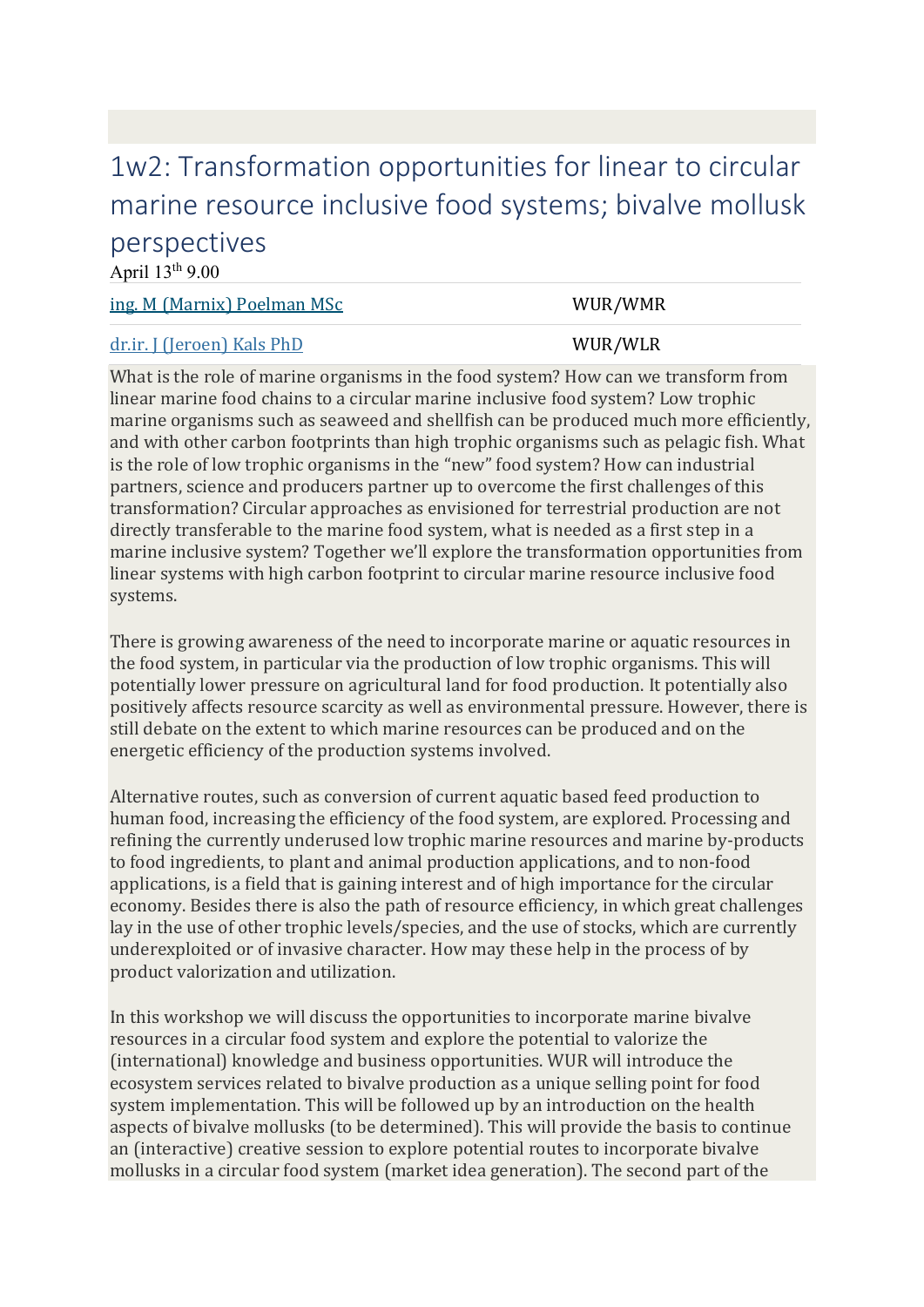# 1w2: Transformation opportunities for linear to circular marine resource inclusive food systems; bivalve mollusk perspectives

April 13th 9.00

| | |
|---|---|
| [ing. M (Marnix) Poelman MSc]() | WUR/WMR |
| [dr.ir. J (Jeroen) Kals PhD]() | WUR/WLR |

What is the role of marine organisms in the food system? How can we transform from linear marine food chains to a circular marine inclusive food system? Low trophic marine organisms such as seaweed and shellfish can be produced much more efficiently, and with other carbon footprints than high trophic organisms such as pelagic fish. What is the role of low trophic organisms in the "new" food system? How can industrial partners, science and producers partner up to overcome the first challenges of this transformation? Circular approaches as envisioned for terrestrial production are not directly transferable to the marine food system, what is needed as a first step in a marine inclusive system? Together we'll explore the transformation opportunities from linear systems with high carbon footprint to circular marine resource inclusive food systems.

There is growing awareness of the need to incorporate marine or aquatic resources in the food system, in particular via the production of low trophic organisms. This will potentially lower pressure on agricultural land for food production. It potentially also positively affects resource scarcity as well as environmental pressure. However, there is still debate on the extent to which marine resources can be produced and on the energetic efficiency of the production systems involved.

Alternative routes, such as conversion of current aquatic based feed production to human food, increasing the efficiency of the food system, are explored. Processing and refining the currently underused low trophic marine resources and marine by-products to food ingredients, to plant and animal production applications, and to non-food applications, is a field that is gaining interest and of high importance for the circular economy. Besides there is also the path of resource efficiency, in which great challenges lay in the use of other trophic levels/species, and the use of stocks, which are currently underexploited or of invasive character. How may these help in the process of by product valorization and utilization.

In this workshop we will discuss the opportunities to incorporate marine bivalve resources in a circular food system and explore the potential to valorize the (international) knowledge and business opportunities. WUR will introduce the ecosystem services related to bivalve production as a unique selling point for food system implementation. This will be followed up by an introduction on the health aspects of bivalve mollusks (to be determined). This will provide the basis to continue an (interactive) creative session to explore potential routes to incorporate bivalve mollusks in a circular food system (market idea generation). The second part of the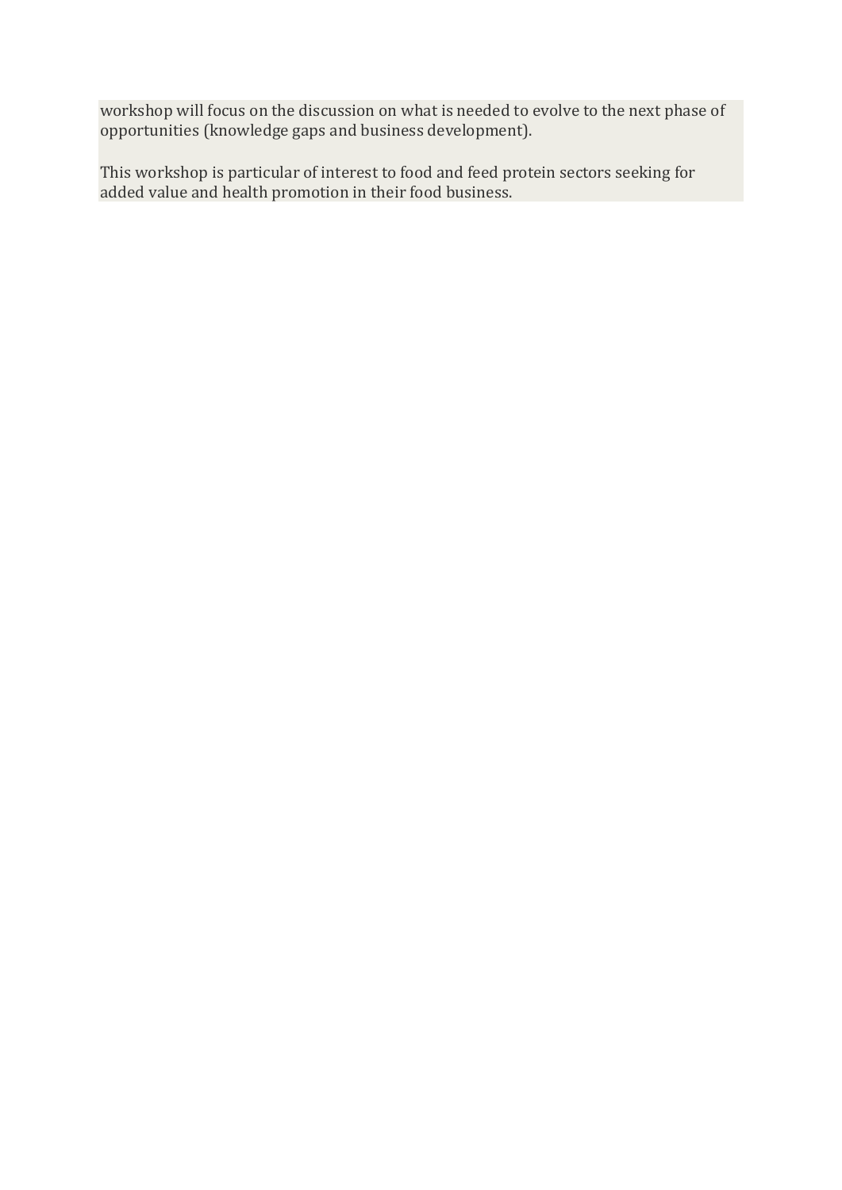workshop will focus on the discussion on what is needed to evolve to the next phase of opportunities (knowledge gaps and business development).

This workshop is particular of interest to food and feed protein sectors seeking for added value and health promotion in their food business.